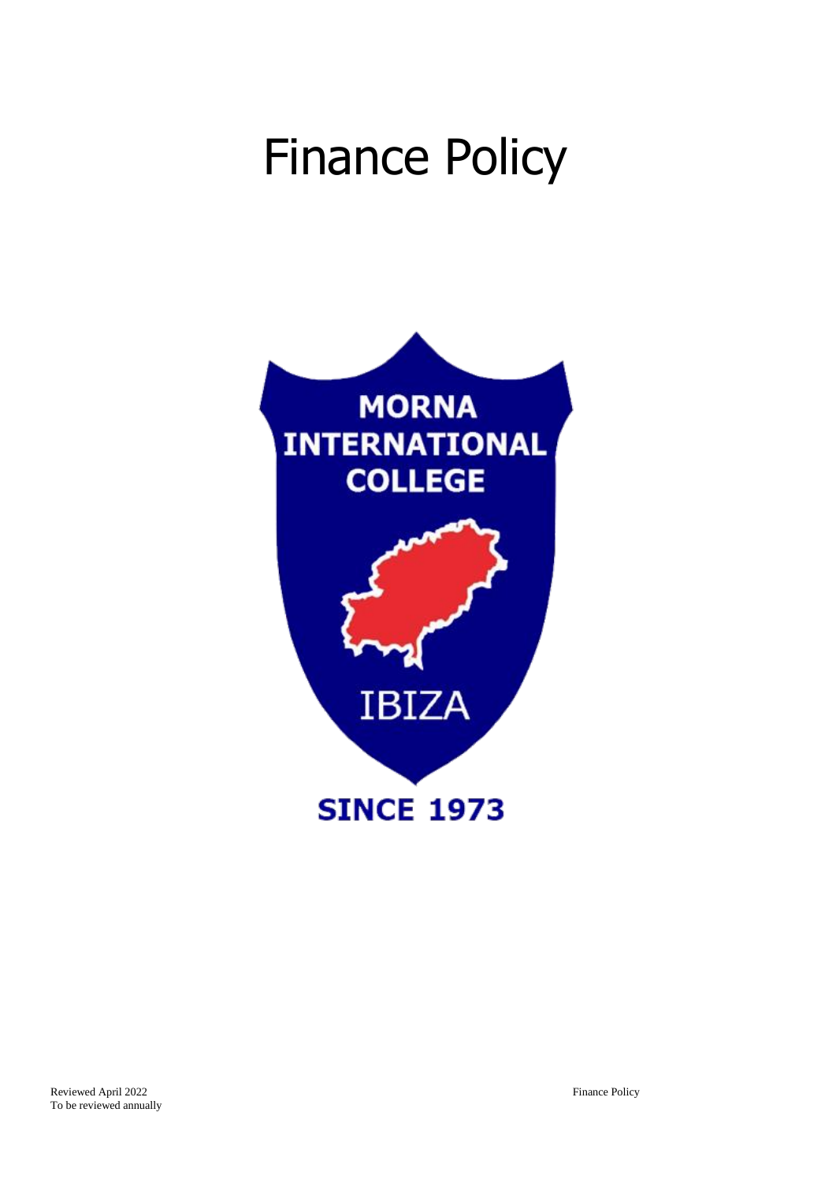# Finance Policy

MORNA INTERNATIONAL COLLEGE

IBIZA

SINCE 1973

Reviewed April 2022
To be reviewed annually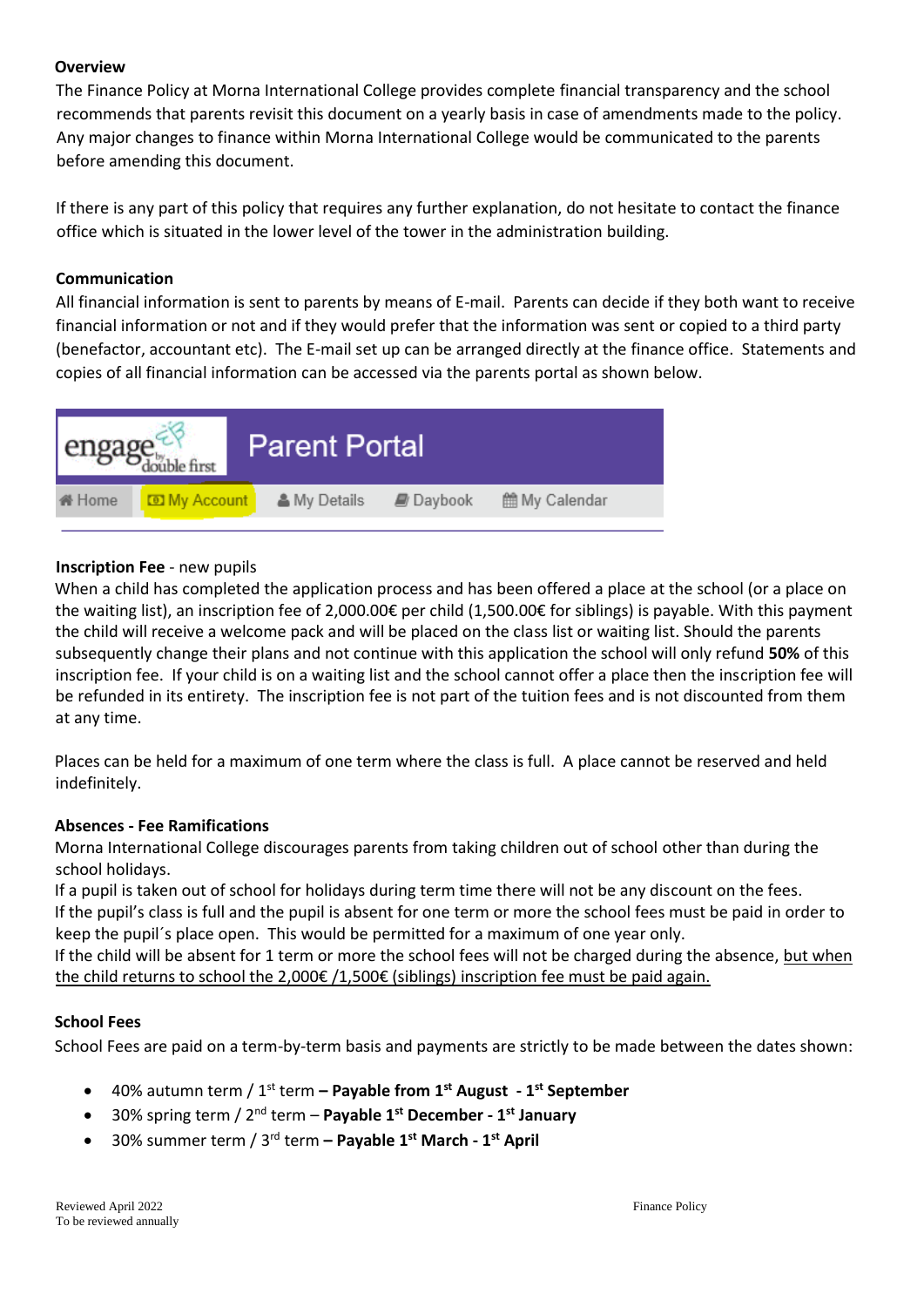**Overview**

The Finance Policy at Morna International College provides complete financial transparency and the school recommends that parents revisit this document on a yearly basis in case of amendments made to the policy. Any major changes to finance within Morna International College would be communicated to the parents before amending this document.

If there is any part of this policy that requires any further explanation, do not hesitate to contact the finance office which is situated in the lower level of the tower in the administration building.

**Communication**

All financial information is sent to parents by means of E-mail. Parents can decide if they both want to receive financial information or not and if they would prefer that the information was sent or copied to a third party (benefactor, accountant etc). The E-mail set up can be arranged directly at the finance office. Statements and copies of all financial information can be accessed via the parents portal as shown below.

engage by double first | Parent Portal

Home | My Account | My Details | Daybook | My Calendar

**Inscription Fee** - new pupils

When a child has completed the application process and has been offered a place at the school (or a place on the waiting list), an inscription fee of 2,000.00€ per child (1,500.00€ for siblings) is payable. With this payment the child will receive a welcome pack and will be placed on the class list or waiting list. Should the parents subsequently change their plans and not continue with this application the school will only refund **50%** of this inscription fee. If your child is on a waiting list and the school cannot offer a place then the inscription fee will be refunded in its entirety. The inscription fee is not part of the tuition fees and is not discounted from them at any time.

Places can be held for a maximum of one term where the class is full. A place cannot be reserved and held indefinitely.

**Absences - Fee Ramifications**

Morna International College discourages parents from taking children out of school other than during the school holidays.

If a pupil is taken out of school for holidays during term time there will not be any discount on the fees.

If the pupil's class is full and the pupil is absent for one term or more the school fees must be paid in order to keep the pupil´s place open. This would be permitted for a maximum of one year only.

If the child will be absent for 1 term or more the school fees will not be charged during the absence, but when the child returns to school the 2,000€ /1,500€ (siblings) inscription fee must be paid again.

**School Fees**

School Fees are paid on a term-by-term basis and payments are strictly to be made between the dates shown:

- 40% autumn term / 1st term **– Payable from 1st August - 1st September**
- 30% spring term / 2nd term – **Payable 1st December - 1st January**
- 30% summer term / 3rd term **– Payable 1st March - 1st April**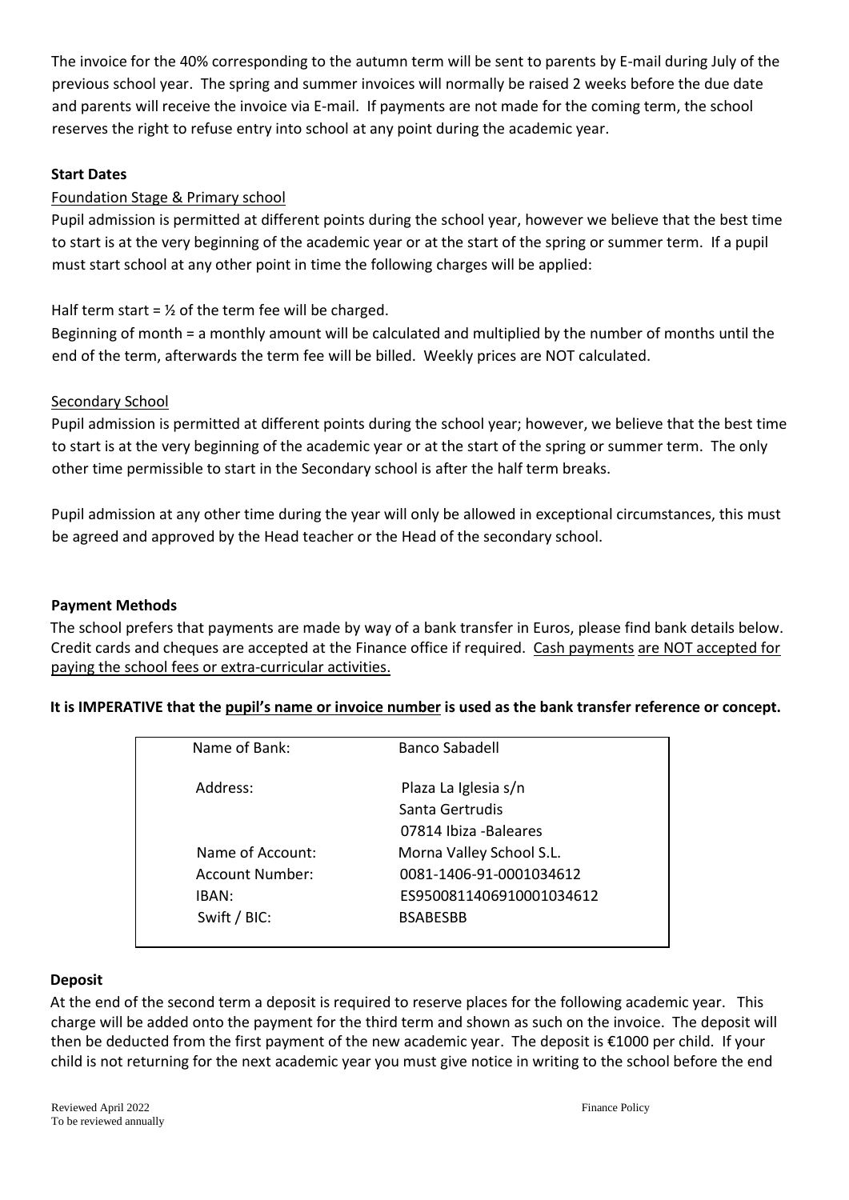The invoice for the 40% corresponding to the autumn term will be sent to parents by E-mail during July of the previous school year. The spring and summer invoices will normally be raised 2 weeks before the due date and parents will receive the invoice via E-mail. If payments are not made for the coming term, the school reserves the right to refuse entry into school at any point during the academic year.

**Start Dates**

Foundation Stage & Primary school

Pupil admission is permitted at different points during the school year, however we believe that the best time to start is at the very beginning of the academic year or at the start of the spring or summer term. If a pupil must start school at any other point in time the following charges will be applied:

Half term start = ½ of the term fee will be charged.

Beginning of month = a monthly amount will be calculated and multiplied by the number of months until the end of the term, afterwards the term fee will be billed. Weekly prices are NOT calculated.

Secondary School

Pupil admission is permitted at different points during the school year; however, we believe that the best time to start is at the very beginning of the academic year or at the start of the spring or summer term. The only other time permissible to start in the Secondary school is after the half term breaks.

Pupil admission at any other time during the year will only be allowed in exceptional circumstances, this must be agreed and approved by the Head teacher or the Head of the secondary school.

**Payment Methods**

The school prefers that payments are made by way of a bank transfer in Euros, please find bank details below. Credit cards and cheques are accepted at the Finance office if required. Cash payments are NOT accepted for paying the school fees or extra-curricular activities.

**It is IMPERATIVE that the pupil's name or invoice number is used as the bank transfer reference or concept.**

| | |
|---|---|
| Name of Bank: | Banco Sabadell |
| Address: | Plaza La Iglesia s/n<br>Santa Gertrudis<br>07814 Ibiza -Baleares |
| Name of Account: | Morna Valley School S.L. |
| Account Number: | 0081-1406-91-0001034612 |
| IBAN: | ES9500811406910001034612 |
| Swift / BIC: | BSABESBB |

**Deposit**

At the end of the second term a deposit is required to reserve places for the following academic year. This charge will be added onto the payment for the third term and shown as such on the invoice. The deposit will then be deducted from the first payment of the new academic year. The deposit is €1000 per child. If your child is not returning for the next academic year you must give notice in writing to the school before the end

Reviewed April 2022
To be reviewed annually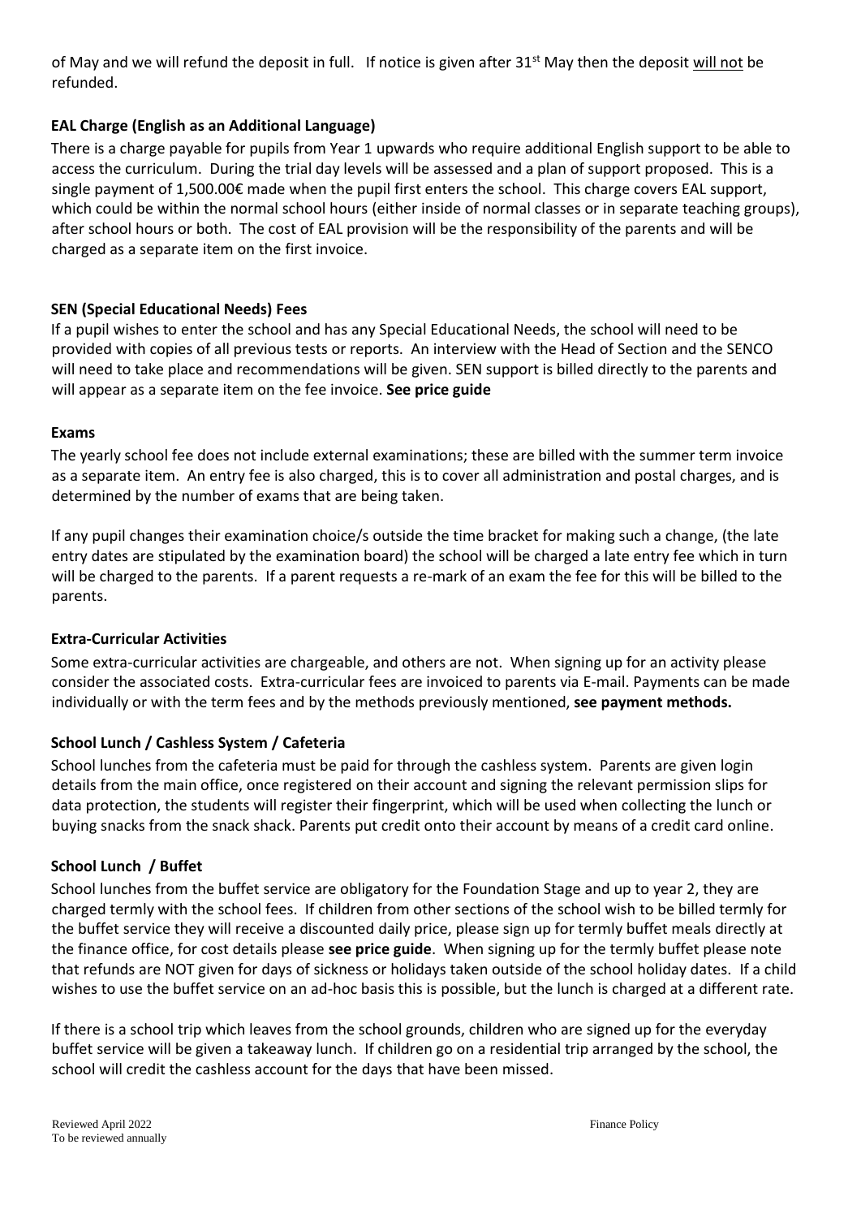of May and we will refund the deposit in full. If notice is given after 31st May then the deposit <u>will not</u> be refunded.

### EAL Charge (English as an Additional Language)

There is a charge payable for pupils from Year 1 upwards who require additional English support to be able to access the curriculum. During the trial day levels will be assessed and a plan of support proposed. This is a single payment of 1,500.00€ made when the pupil first enters the school. This charge covers EAL support, which could be within the normal school hours (either inside of normal classes or in separate teaching groups), after school hours or both. The cost of EAL provision will be the responsibility of the parents and will be charged as a separate item on the first invoice.

### SEN (Special Educational Needs) Fees

If a pupil wishes to enter the school and has any Special Educational Needs, the school will need to be provided with copies of all previous tests or reports. An interview with the Head of Section and the SENCO will need to take place and recommendations will be given. SEN support is billed directly to the parents and will appear as a separate item on the fee invoice. **See price guide**

### Exams

The yearly school fee does not include external examinations; these are billed with the summer term invoice as a separate item. An entry fee is also charged, this is to cover all administration and postal charges, and is determined by the number of exams that are being taken.

If any pupil changes their examination choice/s outside the time bracket for making such a change, (the late entry dates are stipulated by the examination board) the school will be charged a late entry fee which in turn will be charged to the parents. If a parent requests a re-mark of an exam the fee for this will be billed to the parents.

### Extra-Curricular Activities

Some extra-curricular activities are chargeable, and others are not. When signing up for an activity please consider the associated costs. Extra-curricular fees are invoiced to parents via E-mail. Payments can be made individually or with the term fees and by the methods previously mentioned, **see payment methods.**

### School Lunch / Cashless System / Cafeteria

School lunches from the cafeteria must be paid for through the cashless system. Parents are given login details from the main office, once registered on their account and signing the relevant permission slips for data protection, the students will register their fingerprint, which will be used when collecting the lunch or buying snacks from the snack shack. Parents put credit onto their account by means of a credit card online.

### School Lunch / Buffet

School lunches from the buffet service are obligatory for the Foundation Stage and up to year 2, they are charged termly with the school fees. If children from other sections of the school wish to be billed termly for the buffet service they will receive a discounted daily price, please sign up for termly buffet meals directly at the finance office, for cost details please **see price guide**. When signing up for the termly buffet please note that refunds are NOT given for days of sickness or holidays taken outside of the school holiday dates. If a child wishes to use the buffet service on an ad-hoc basis this is possible, but the lunch is charged at a different rate.

If there is a school trip which leaves from the school grounds, children who are signed up for the everyday buffet service will be given a takeaway lunch. If children go on a residential trip arranged by the school, the school will credit the cashless account for the days that have been missed.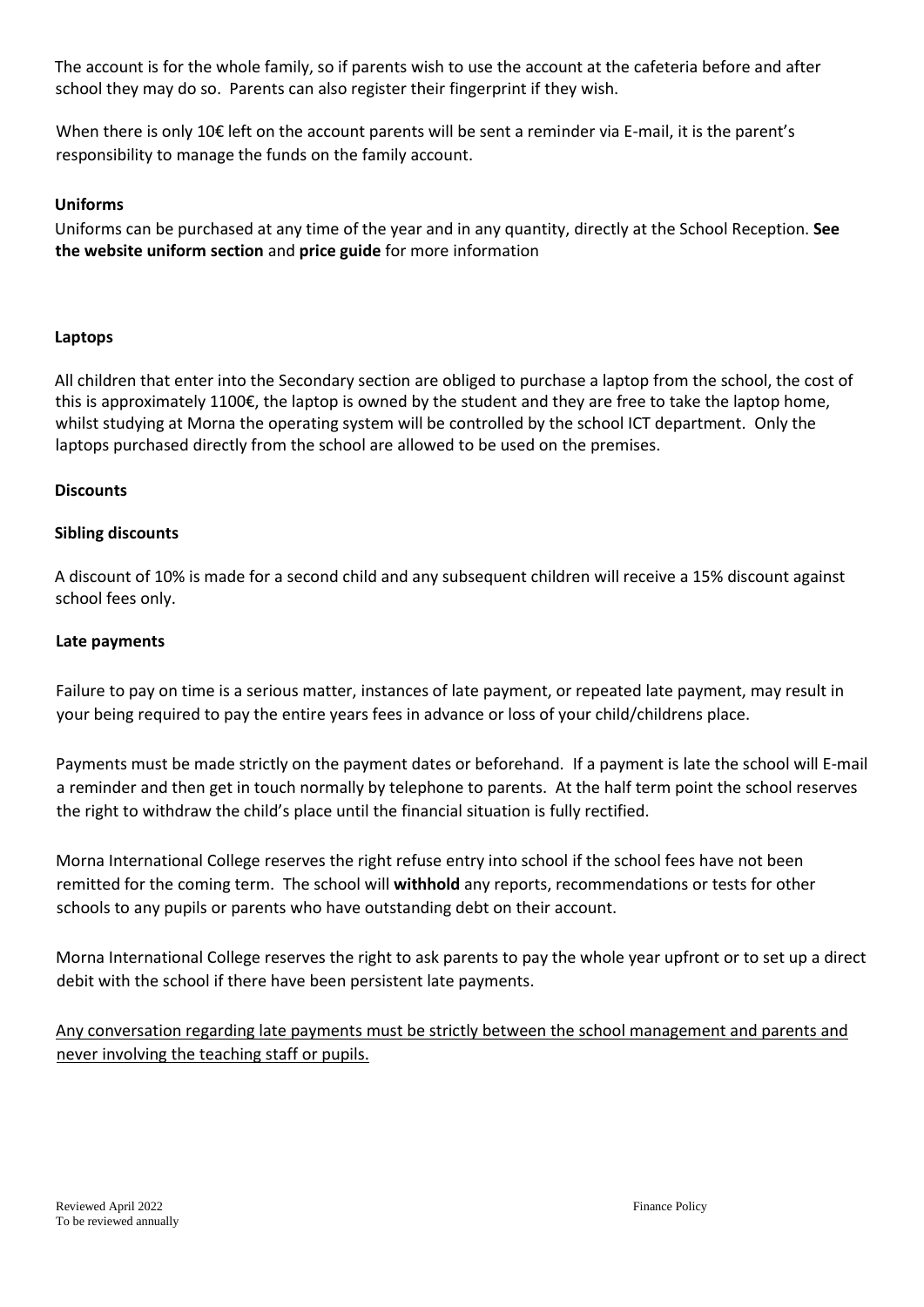The account is for the whole family, so if parents wish to use the account at the cafeteria before and after school they may do so. Parents can also register their fingerprint if they wish.

When there is only 10€ left on the account parents will be sent a reminder via E-mail, it is the parent's responsibility to manage the funds on the family account.

**Uniforms**

Uniforms can be purchased at any time of the year and in any quantity, directly at the School Reception. **See the website uniform section** and **price guide** for more information

**Laptops**

All children that enter into the Secondary section are obliged to purchase a laptop from the school, the cost of this is approximately 1100€, the laptop is owned by the student and they are free to take the laptop home, whilst studying at Morna the operating system will be controlled by the school ICT department. Only the laptops purchased directly from the school are allowed to be used on the premises.

**Discounts**

**Sibling discounts**

A discount of 10% is made for a second child and any subsequent children will receive a 15% discount against school fees only.

**Late payments**

Failure to pay on time is a serious matter, instances of late payment, or repeated late payment, may result in your being required to pay the entire years fees in advance or loss of your child/childrens place.

Payments must be made strictly on the payment dates or beforehand. If a payment is late the school will E-mail a reminder and then get in touch normally by telephone to parents. At the half term point the school reserves the right to withdraw the child's place until the financial situation is fully rectified.

Morna International College reserves the right refuse entry into school if the school fees have not been remitted for the coming term. The school will **withhold** any reports, recommendations or tests for other schools to any pupils or parents who have outstanding debt on their account.

Morna International College reserves the right to ask parents to pay the whole year upfront or to set up a direct debit with the school if there have been persistent late payments.

<u>Any conversation regarding late payments must be strictly between the school management and parents and never involving the teaching staff or pupils.</u>

Reviewed April 2022
To be reviewed annually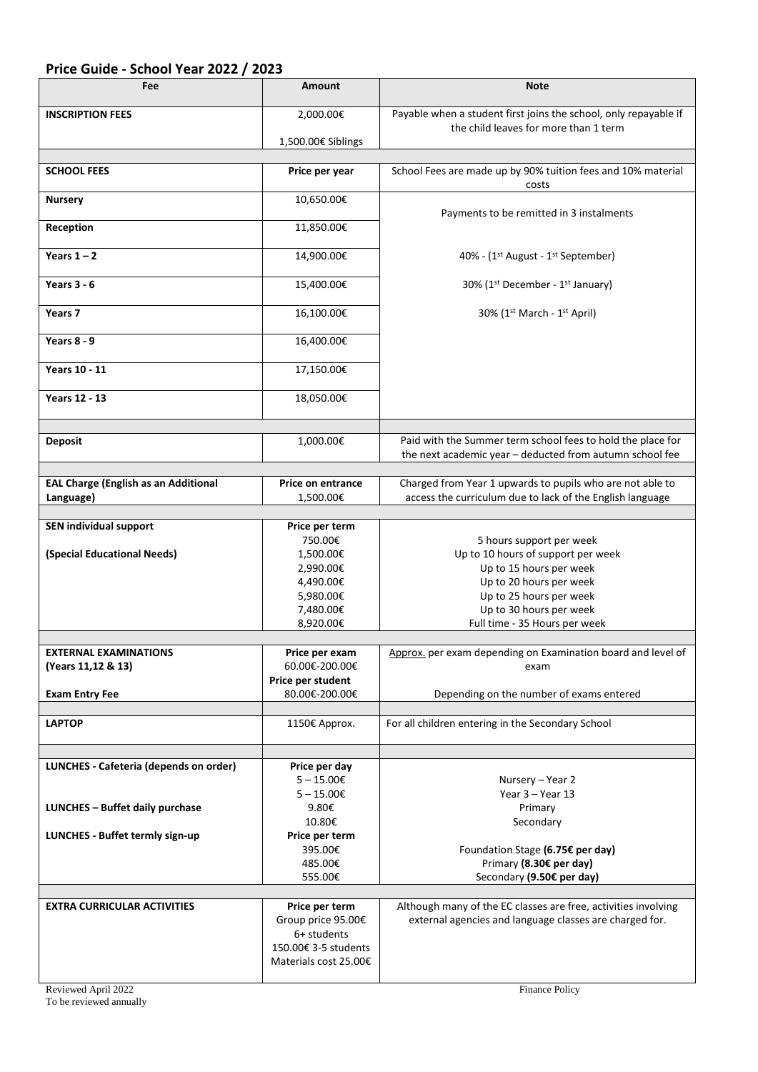## Price Guide - School Year 2022 / 2023

| Fee | Amount | Note |
|---|---|---|
| **INSCRIPTION FEES** | 2,000.00€<br>1,500.00€ Siblings | Payable when a student first joins the school, only repayable if the child leaves for more than 1 term |
| | | |
| **SCHOOL FEES** | **Price per year** | School Fees are made up by 90% tuition fees and 10% material costs |
| **Nursery** | 10,650.00€ | Payments to be remitted in 3 instalments |
| **Reception** | 11,850.00€ | |
| **Years 1 – 2** | 14,900.00€ | 40% - (1st August - 1st September) |
| **Years 3 - 6** | 15,400.00€ | 30% (1st December - 1st January) |
| **Years 7** | 16,100.00€ | 30% (1st March - 1st April) |
| **Years 8 - 9** | 16,400.00€ | |
| **Years 10 - 11** | 17,150.00€ | |
| **Years 12 - 13** | 18,050.00€ | |
| | | |
| **Deposit** | 1,000.00€ | Paid with the Summer term school fees to hold the place for the next academic year – deducted from autumn school fee |
| | | |
| **EAL Charge (English as an Additional Language)** | **Price on entrance**<br>1,500.00€ | Charged from Year 1 upwards to pupils who are not able to access the curriculum due to lack of the English language |
| | | |
| **SEN individual support**<br><br>**(Special Educational Needs)** | **Price per term**<br>750.00€<br>1,500.00€<br>2,990.00€<br>4,490.00€<br>5,980.00€<br>7,480.00€<br>8,920.00€ | <br>5 hours support per week<br>Up to 10 hours of support per week<br>Up to 15 hours per week<br>Up to 20 hours per week<br>Up to 25 hours per week<br>Up to 30 hours per week<br>Full time - 35 Hours per week |
| | | |
| **EXTERNAL EXAMINATIONS (Years 11,12 & 13)** | **Price per exam**<br>60.00€-200.00€ | Approx. per exam depending on Examination board and level of exam |
| **Exam Entry Fee** | **Price per student**<br>80.00€-200.00€ | Depending on the number of exams entered |
| | | |
| **LAPTOP** | 1150€ Approx. | For all children entering in the Secondary School |
| | | |
| **LUNCHES - Cafeteria (depends on order)** | **Price per day**<br>5 – 15.00€<br>5 – 15.00€ | <br>Nursery – Year 2<br>Year 3 – Year 13 |
| **LUNCHES – Buffet daily purchase** | 9.80€<br>10.80€ | Primary<br>Secondary |
| **LUNCHES - Buffet termly sign-up** | **Price per term**<br>395.00€<br>485.00€<br>555.00€ | <br>Foundation Stage **(6.75€ per day)**<br>Primary **(8.30€ per day)**<br>Secondary **(9.50€ per day)** |
| | | |
| **EXTRA CURRICULAR ACTIVITIES** | **Price per term**<br>Group price 95.00€ 6+ students<br>150.00€ 3-5 students<br>Materials cost 25.00€ | Although many of the EC classes are free, activities involving external agencies and language classes are charged for. |

Reviewed April 2022
To be reviewed annually

Finance Policy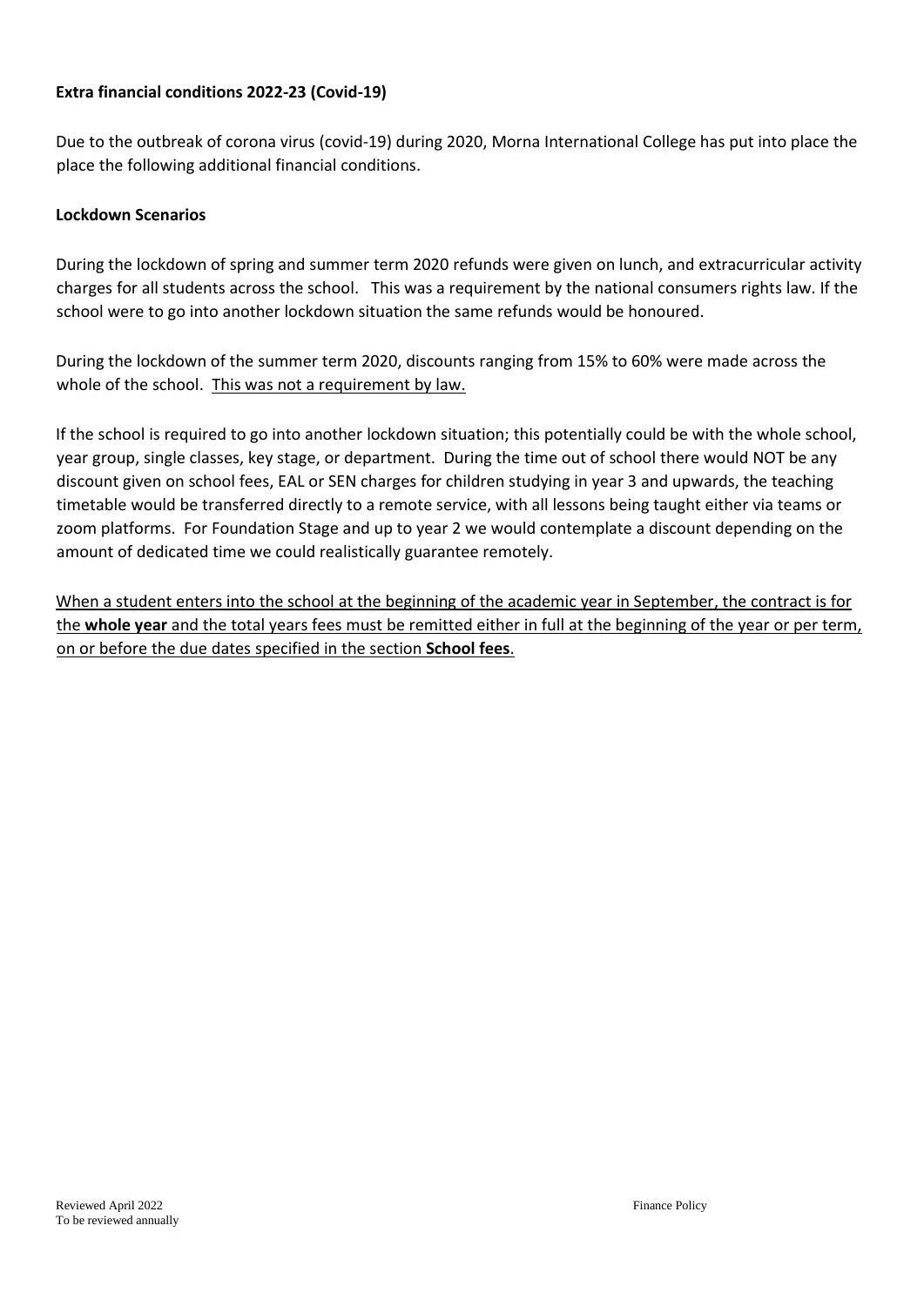**Extra financial conditions 2022-23 (Covid-19)**

Due to the outbreak of corona virus (covid-19) during 2020, Morna International College has put into place the place the following additional financial conditions.

**Lockdown Scenarios**

During the lockdown of spring and summer term 2020 refunds were given on lunch, and extracurricular activity charges for all students across the school. This was a requirement by the national consumers rights law. If the school were to go into another lockdown situation the same refunds would be honoured.

During the lockdown of the summer term 2020, discounts ranging from 15% to 60% were made across the whole of the school. <u>This was not a requirement by law.</u>

If the school is required to go into another lockdown situation; this potentially could be with the whole school, year group, single classes, key stage, or department. During the time out of school there would NOT be any discount given on school fees, EAL or SEN charges for children studying in year 3 and upwards, the teaching timetable would be transferred directly to a remote service, with all lessons being taught either via teams or zoom platforms. For Foundation Stage and up to year 2 we would contemplate a discount depending on the amount of dedicated time we could realistically guarantee remotely.

<u>When a student enters into the school at the beginning of the academic year in September, the contract is for the **whole year** and the total years fees must be remitted either in full at the beginning of the year or per term, on or before the due dates specified in the section **School fees**.</u>

Reviewed April 2022
To be reviewed annually

Finance Policy